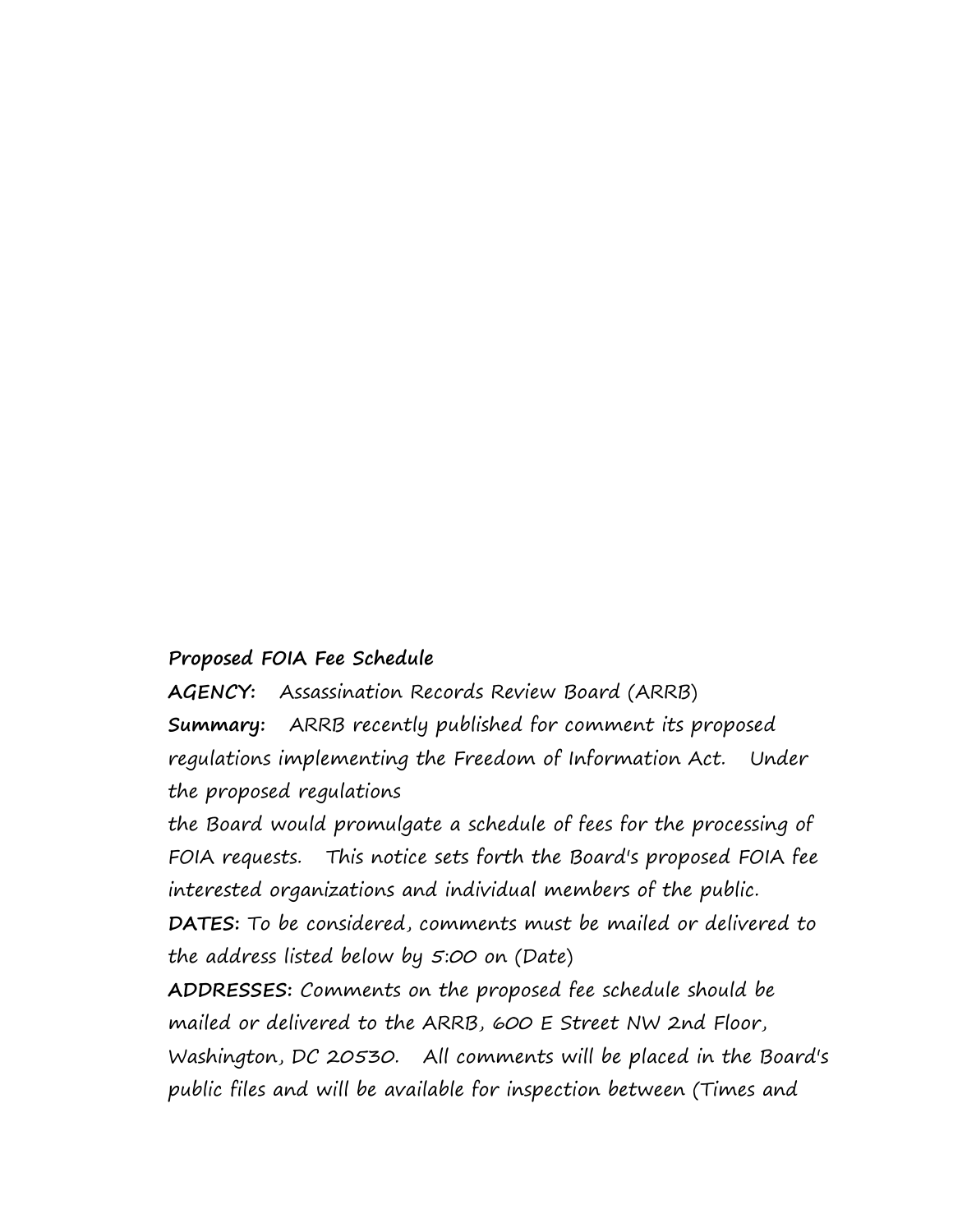**Proposed FOIA Fee Schedule**

**AGENCY:** Assassination Records Review Board (ARRB)

**Summary:** ARRB recently published for comment its proposed regulations implementing the Freedom of Information Act. Under the proposed regulations
the Board would promulgate a schedule of fees for the processing of FOIA requests. This notice sets forth the Board's proposed FOIA fee interested organizations and individual members of the public.

**DATES:** To be considered, comments must be mailed or delivered to the address listed below by 5:00 on (Date)

**ADDRESSES:** Comments on the proposed fee schedule should be mailed or delivered to the ARRB, 600 E Street NW 2nd Floor, Washington, DC 20530. All comments will be placed in the Board's public files and will be available for inspection between (Times and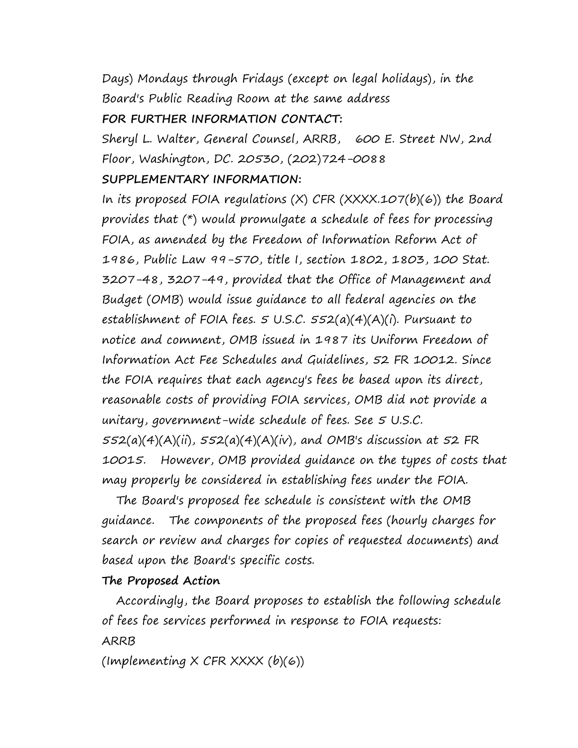Days) Mondays through Fridays (except on legal holidays), in the Board's Public Reading Room at the same address

**FOR FURTHER INFORMATION CONTACT:**

Sheryl L. Walter, General Counsel, ARRB, 600 E. Street NW, 2nd Floor, Washington, DC. 20530, (202)724-0088

**SUPPLEMENTARY INFORMATION:**

In its proposed FOIA regulations (X) CFR (XXXX.107(b)(6)) the Board provides that (*) would promulgate a schedule of fees for processing FOIA, as amended by the Freedom of Information Reform Act of 1986, Public Law 99-570, title I, section 1802, 1803, 100 Stat. 3207-48, 3207-49, provided that the Office of Management and Budget (OMB) would issue guidance to all federal agencies on the establishment of FOIA fees. 5 U.S.C. 552(a)(4)(A)(i). Pursuant to notice and comment, OMB issued in 1987 its Uniform Freedom of Information Act Fee Schedules and Guidelines, 52 FR 10012. Since the FOIA requires that each agency's fees be based upon its direct, reasonable costs of providing FOIA services, OMB did not provide a unitary, government-wide schedule of fees. See 5 U.S.C. 552(a)(4)(A)(ii), 552(a)(4)(A)(iv), and OMB's discussion at 52 FR 10015. However, OMB provided guidance on the types of costs that may properly be considered in establishing fees under the FOIA.

The Board's proposed fee schedule is consistent with the OMB guidance. The components of the proposed fees (hourly charges for search or review and charges for copies of requested documents) and based upon the Board's specific costs.

**The Proposed Action**

Accordingly, the Board proposes to establish the following schedule of fees foe services performed in response to FOIA requests:

ARRB

(Implementing X CFR XXXX (b)(6))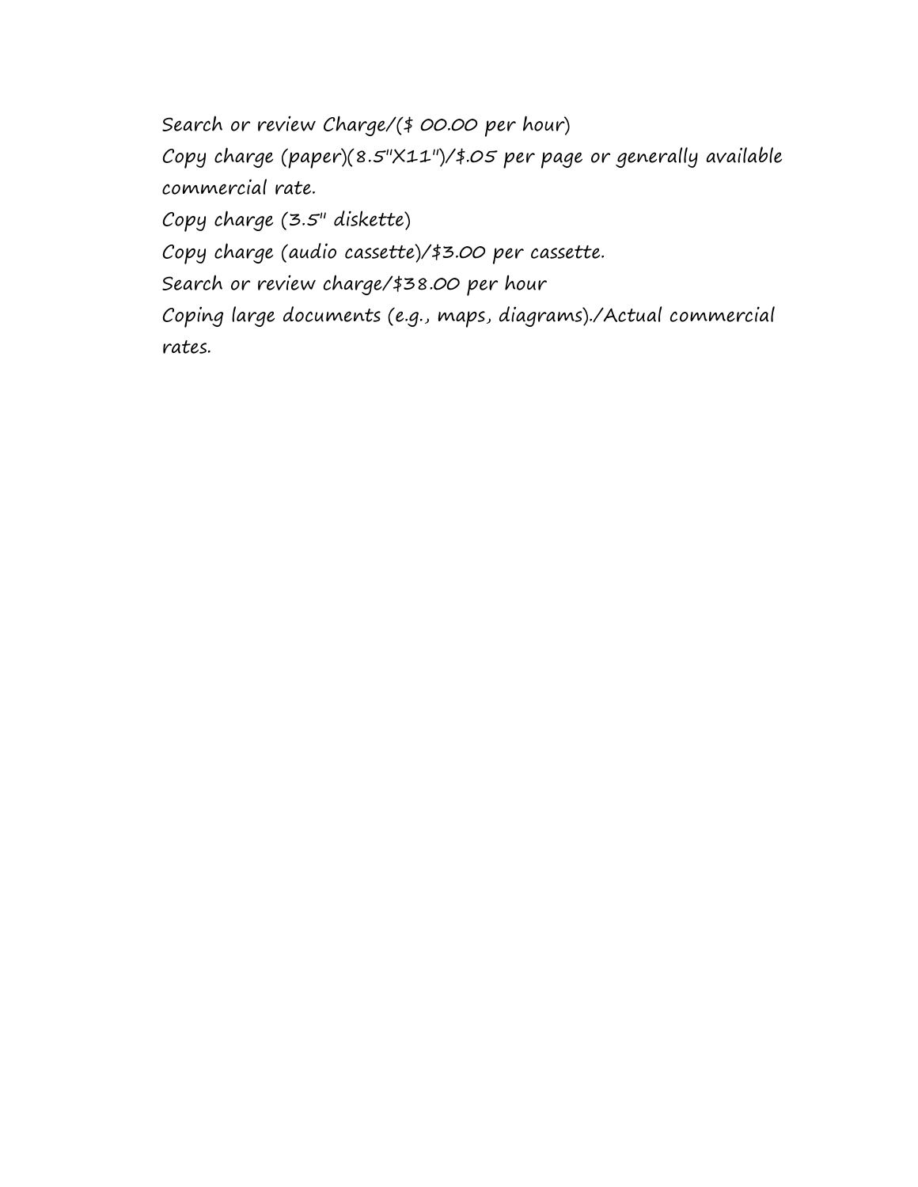Search or review Charge/($ 00.00 per hour)

Copy charge (paper)(8.5"X11")/$.05 per page or generally available commercial rate.

Copy charge (3.5" diskette)

Copy charge (audio cassette)/$3.00 per cassette.

Search or review charge/$38.00 per hour

Coping large documents (e.g., maps, diagrams)./Actual commercial rates.